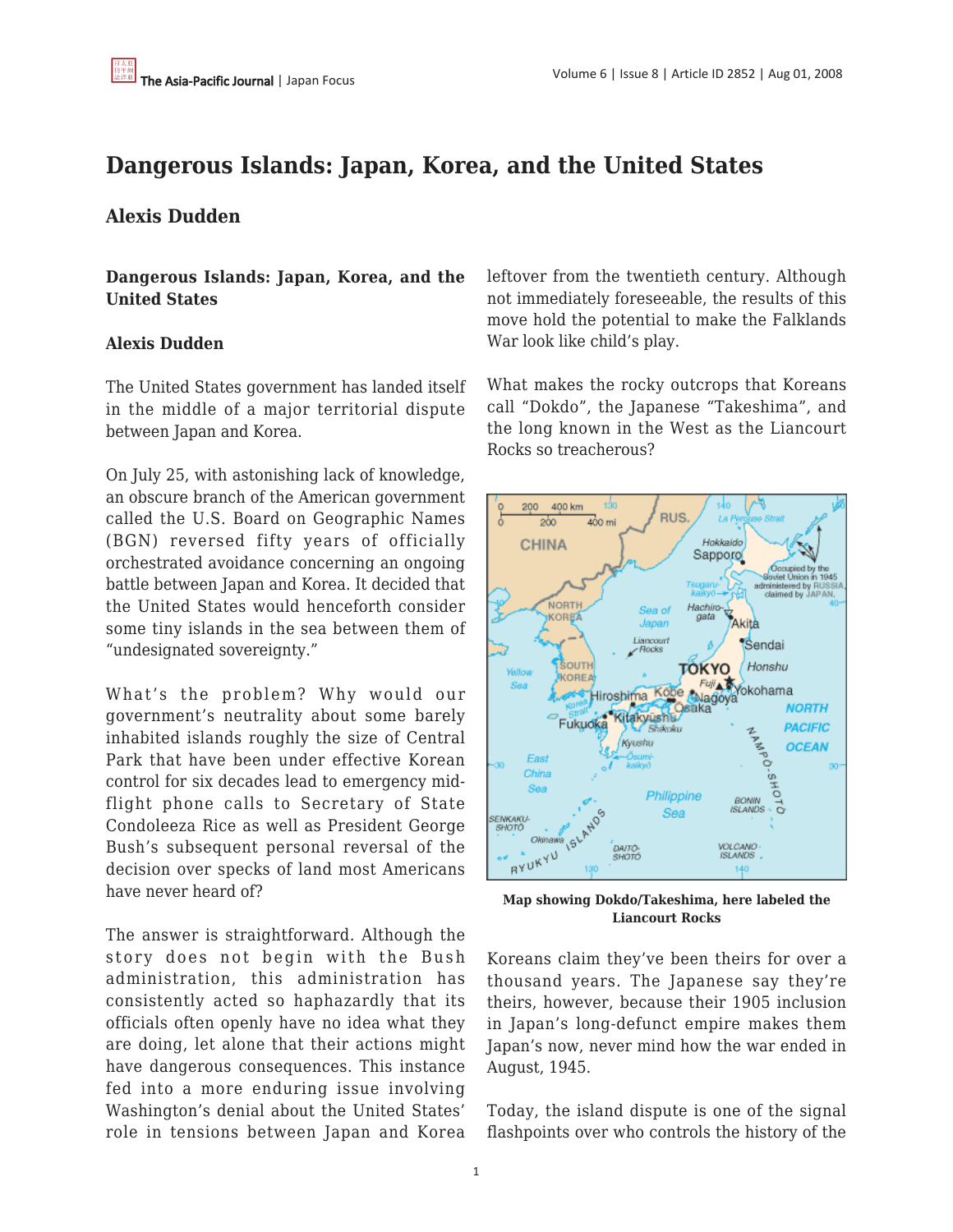# Dangerous Islands: Japan, Korea, and the United States

## Alexis Dudden

**Dangerous Islands: Japan, Korea, and the United States**

**Alexis Dudden**

The United States government has landed itself in the middle of a major territorial dispute between Japan and Korea.

On July 25, with astonishing lack of knowledge, an obscure branch of the American government called the U.S. Board on Geographic Names (BGN) reversed fifty years of officially orchestrated avoidance concerning an ongoing battle between Japan and Korea. It decided that the United States would henceforth consider some tiny islands in the sea between them of "undesignated sovereignty."

What's the problem? Why would our government's neutrality about some barely inhabited islands roughly the size of Central Park that have been under effective Korean control for six decades lead to emergency mid-flight phone calls to Secretary of State Condoleeza Rice as well as President George Bush's subsequent personal reversal of the decision over specks of land most Americans have never heard of?

The answer is straightforward. Although the story does not begin with the Bush administration, this administration has consistently acted so haphazardly that its officials often openly have no idea what they are doing, let alone that their actions might have dangerous consequences. This instance fed into a more enduring issue involving Washington's denial about the United States' role in tensions between Japan and Korea leftover from the twentieth century. Although not immediately foreseeable, the results of this move hold the potential to make the Falklands War look like child's play.

What makes the rocky outcrops that Koreans call "Dokdo", the Japanese "Takeshima", and the long known in the West as the Liancourt Rocks so treacherous?

**Map showing Dokdo/Takeshima, here labeled the Liancourt Rocks**

Koreans claim they've been theirs for over a thousand years. The Japanese say they're theirs, however, because their 1905 inclusion in Japan's long-defunct empire makes them Japan's now, never mind how the war ended in August, 1945.

Today, the island dispute is one of the signal flashpoints over who controls the history of the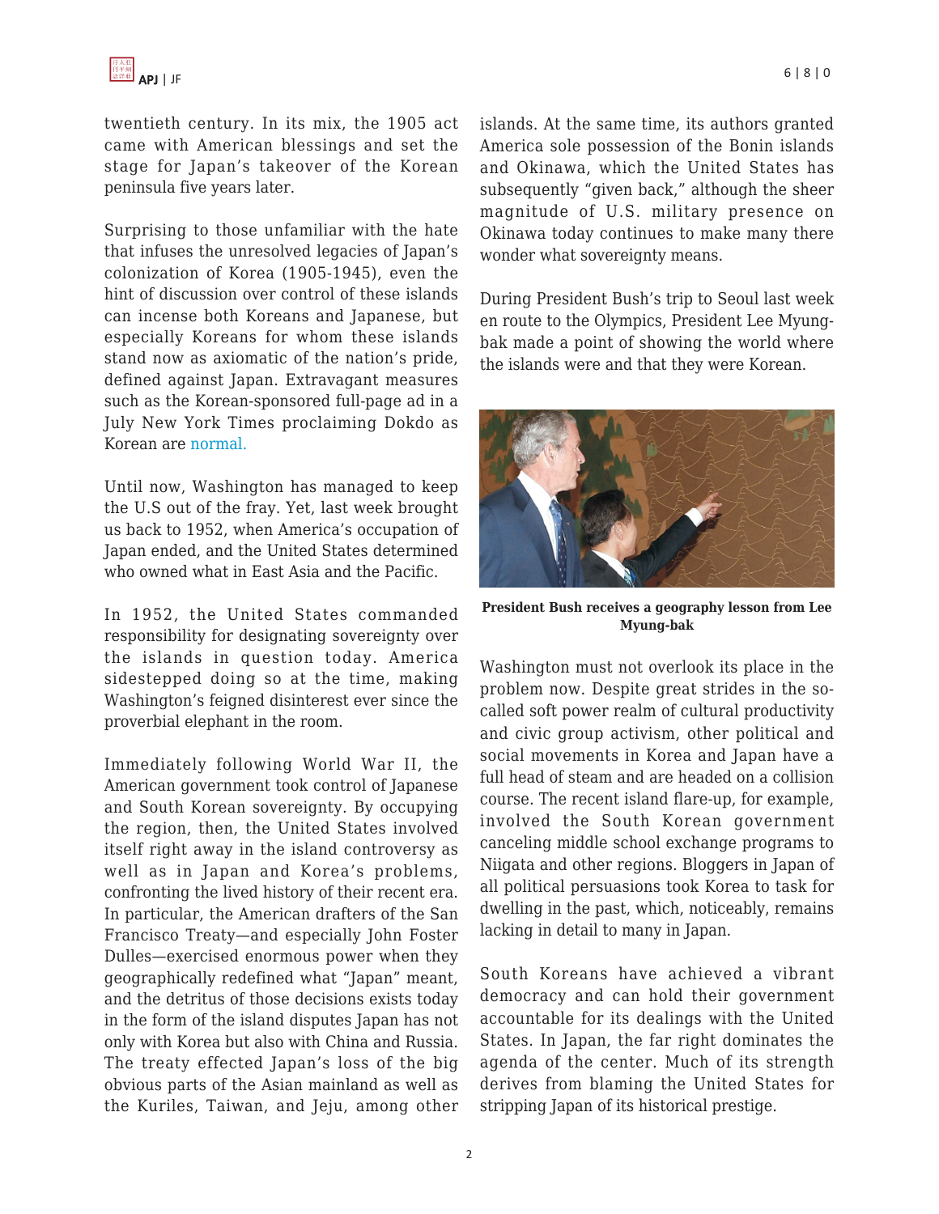twentieth century. In its mix, the 1905 act came with American blessings and set the stage for Japan's takeover of the Korean peninsula five years later.

Surprising to those unfamiliar with the hate that infuses the unresolved legacies of Japan's colonization of Korea (1905-1945), even the hint of discussion over control of these islands can incense both Koreans and Japanese, but especially Koreans for whom these islands stand now as axiomatic of the nation's pride, defined against Japan. Extravagant measures such as the Korean-sponsored full-page ad in a July New York Times proclaiming Dokdo as Korean are normal.

Until now, Washington has managed to keep the U.S out of the fray. Yet, last week brought us back to 1952, when America's occupation of Japan ended, and the United States determined who owned what in East Asia and the Pacific.

In 1952, the United States commanded responsibility for designating sovereignty over the islands in question today. America sidestepped doing so at the time, making Washington's feigned disinterest ever since the proverbial elephant in the room.

Immediately following World War II, the American government took control of Japanese and South Korean sovereignty. By occupying the region, then, the United States involved itself right away in the island controversy as well as in Japan and Korea's problems, confronting the lived history of their recent era. In particular, the American drafters of the San Francisco Treaty—and especially John Foster Dulles—exercised enormous power when they geographically redefined what "Japan" meant, and the detritus of those decisions exists today in the form of the island disputes Japan has not only with Korea but also with China and Russia. The treaty effected Japan's loss of the big obvious parts of the Asian mainland as well as the Kuriles, Taiwan, and Jeju, among other islands. At the same time, its authors granted America sole possession of the Bonin islands and Okinawa, which the United States has subsequently "given back," although the sheer magnitude of U.S. military presence on Okinawa today continues to make many there wonder what sovereignty means.

During President Bush's trip to Seoul last week en route to the Olympics, President Lee Myung-bak made a point of showing the world where the islands were and that they were Korean.

**President Bush receives a geography lesson from Lee Myung-bak**

Washington must not overlook its place in the problem now. Despite great strides in the so-called soft power realm of cultural productivity and civic group activism, other political and social movements in Korea and Japan have a full head of steam and are headed on a collision course. The recent island flare-up, for example, involved the South Korean government canceling middle school exchange programs to Niigata and other regions. Bloggers in Japan of all political persuasions took Korea to task for dwelling in the past, which, noticeably, remains lacking in detail to many in Japan.

South Koreans have achieved a vibrant democracy and can hold their government accountable for its dealings with the United States. In Japan, the far right dominates the agenda of the center. Much of its strength derives from blaming the United States for stripping Japan of its historical prestige.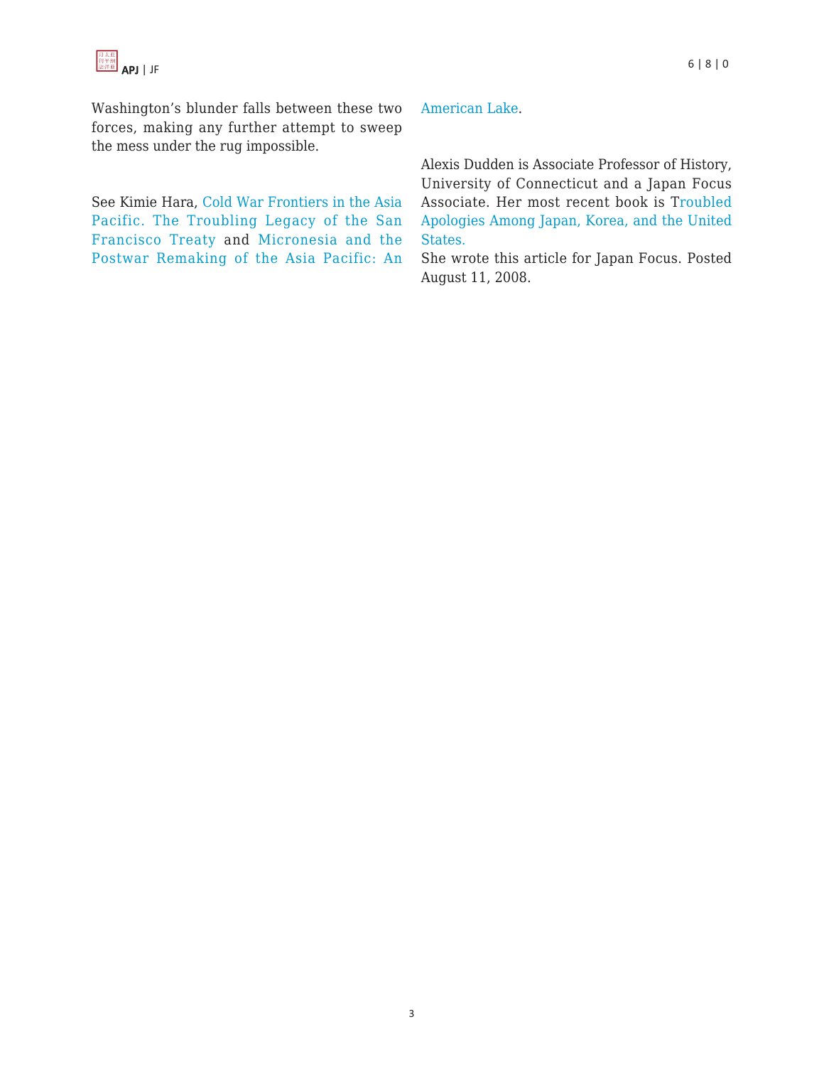Washington's blunder falls between these two forces, making any further attempt to sweep the mess under the rug impossible.

See Kimie Hara, Cold War Frontiers in the Asia Pacific. The Troubling Legacy of the San Francisco Treaty and Micronesia and the Postwar Remaking of the Asia Pacific: An American Lake.

Alexis Dudden is Associate Professor of History, University of Connecticut and a Japan Focus Associate. Her most recent book is Troubled Apologies Among Japan, Korea, and the United States.

She wrote this article for Japan Focus. Posted August 11, 2008.